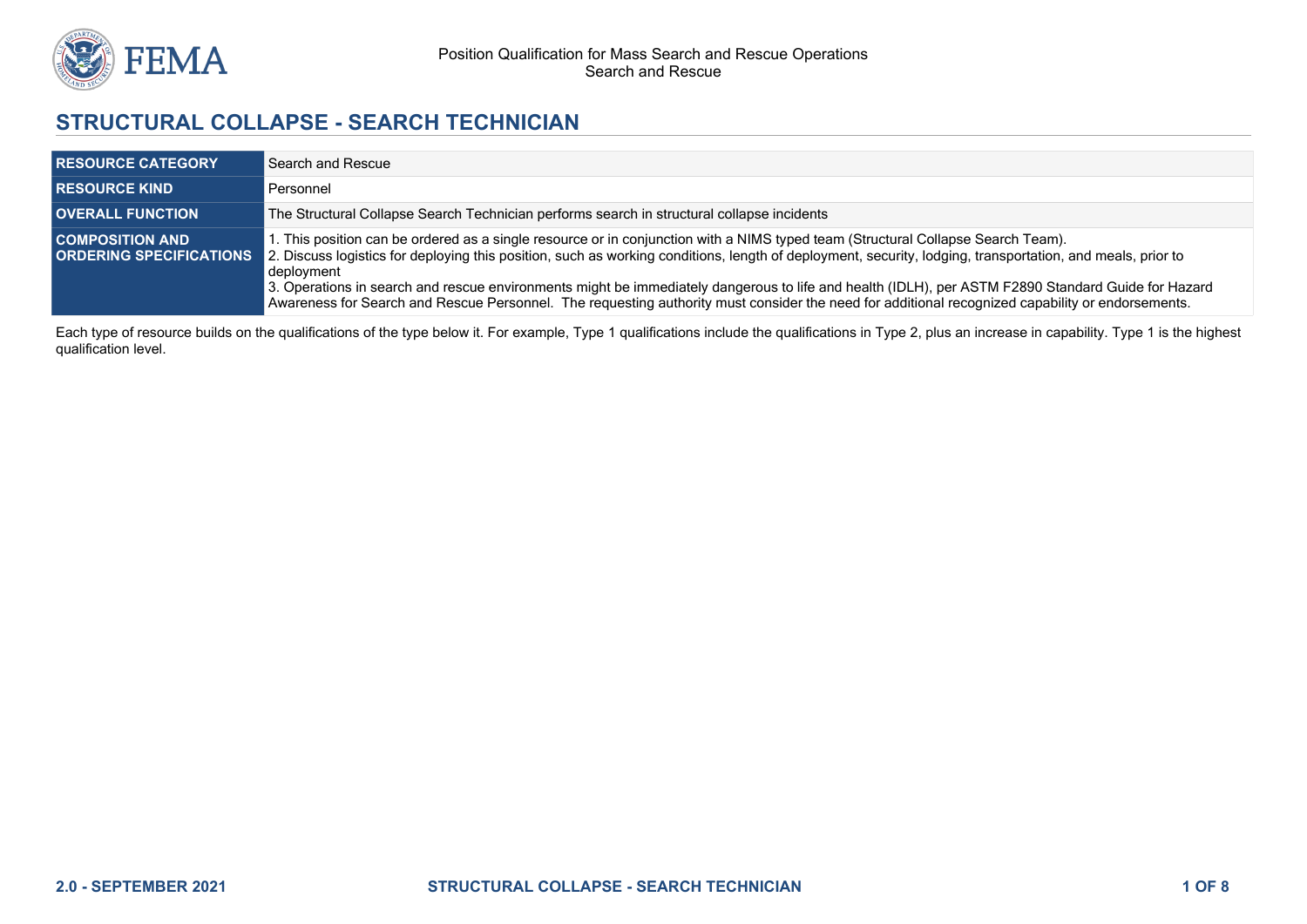# STRUCTURAL COLLAPSE - SEARCH TECHNICIAN

| | |
|---|---|
| **RESOURCE CATEGORY** | Search and Rescue |
| **RESOURCE KIND** | Personnel |
| **OVERALL FUNCTION** | The Structural Collapse Search Technician performs search in structural collapse incidents |
| **COMPOSITION AND ORDERING SPECIFICATIONS** | 1. This position can be ordered as a single resource or in conjunction with a NIMS typed team (Structural Collapse Search Team).<br>2. Discuss logistics for deploying this position, such as working conditions, length of deployment, security, lodging, transportation, and meals, prior to deployment<br>3. Operations in search and rescue environments might be immediately dangerous to life and health (IDLH), per ASTM F2890 Standard Guide for Hazard Awareness for Search and Rescue Personnel. The requesting authority must consider the need for additional recognized capability or endorsements. |

Each type of resource builds on the qualifications of the type below it. For example, Type 1 qualifications include the qualifications in Type 2, plus an increase in capability. Type 1 is the highest qualification level.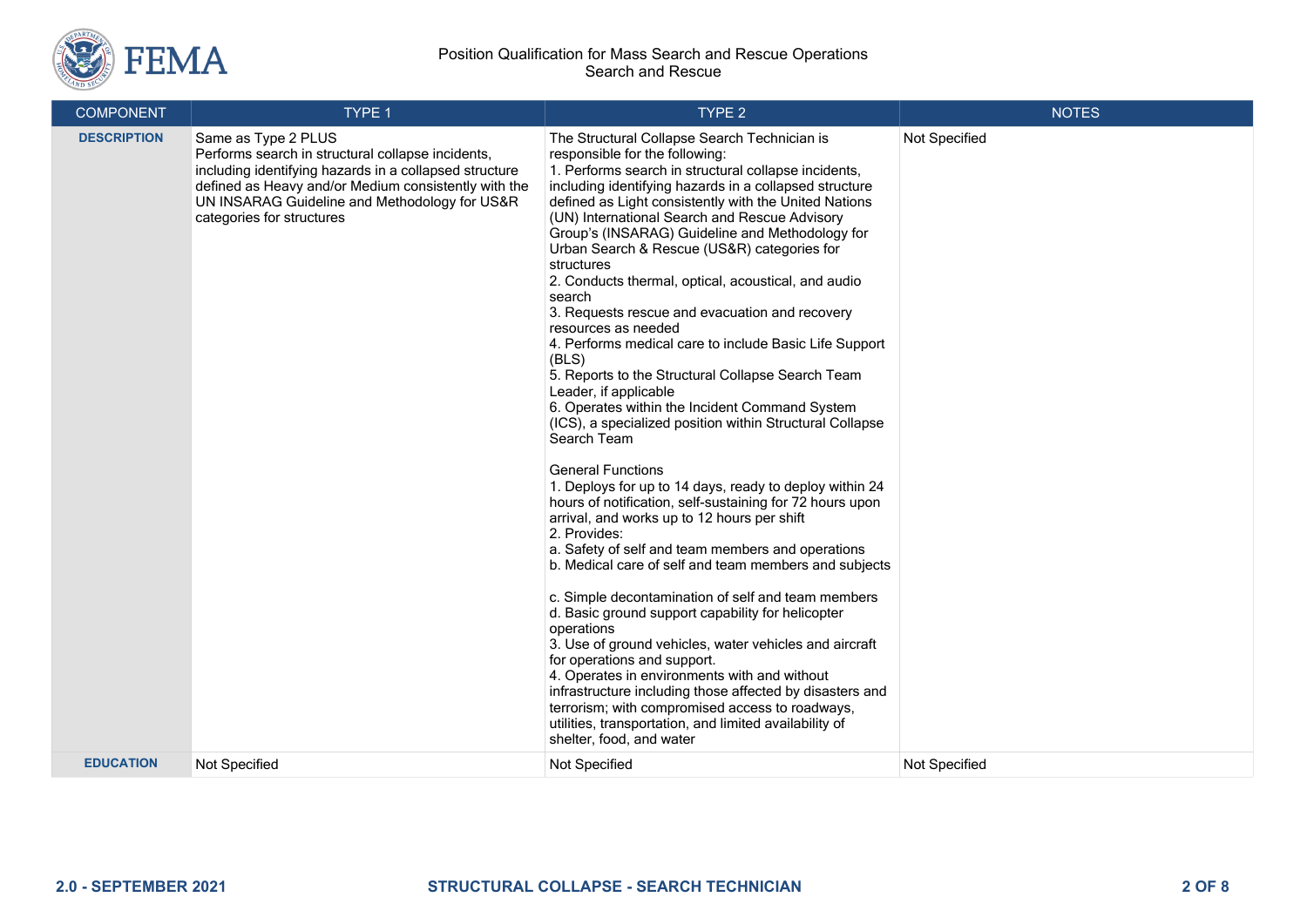| COMPONENT | TYPE 1 | TYPE 2 | NOTES |
|---|---|---|---|
| **DESCRIPTION** | Same as Type 2 PLUS<br>Performs search in structural collapse incidents, including identifying hazards in a collapsed structure defined as Heavy and/or Medium consistently with the UN INSARAG Guideline and Methodology for US&R categories for structures | The Structural Collapse Search Technician is responsible for the following:<br>1. Performs search in structural collapse incidents, including identifying hazards in a collapsed structure defined as Light consistently with the United Nations (UN) International Search and Rescue Advisory Group's (INSARAG) Guideline and Methodology for Urban Search & Rescue (US&R) categories for structures<br>2. Conducts thermal, optical, acoustical, and audio search<br>3. Requests rescue and evacuation and recovery resources as needed<br>4. Performs medical care to include Basic Life Support (BLS)<br>5. Reports to the Structural Collapse Search Team Leader, if applicable<br>6. Operates within the Incident Command System (ICS), a specialized position within Structural Collapse Search Team<br><br>General Functions<br>1. Deploys for up to 14 days, ready to deploy within 24 hours of notification, self-sustaining for 72 hours upon arrival, and works up to 12 hours per shift<br>2. Provides:<br>a. Safety of self and team members and operations<br>b. Medical care of self and team members and subjects<br><br>c. Simple decontamination of self and team members<br>d. Basic ground support capability for helicopter operations<br>3. Use of ground vehicles, water vehicles and aircraft for operations and support.<br>4. Operates in environments with and without infrastructure including those affected by disasters and terrorism; with compromised access to roadways, utilities, transportation, and limited availability of shelter, food, and water | Not Specified |
| **EDUCATION** | Not Specified | Not Specified | Not Specified |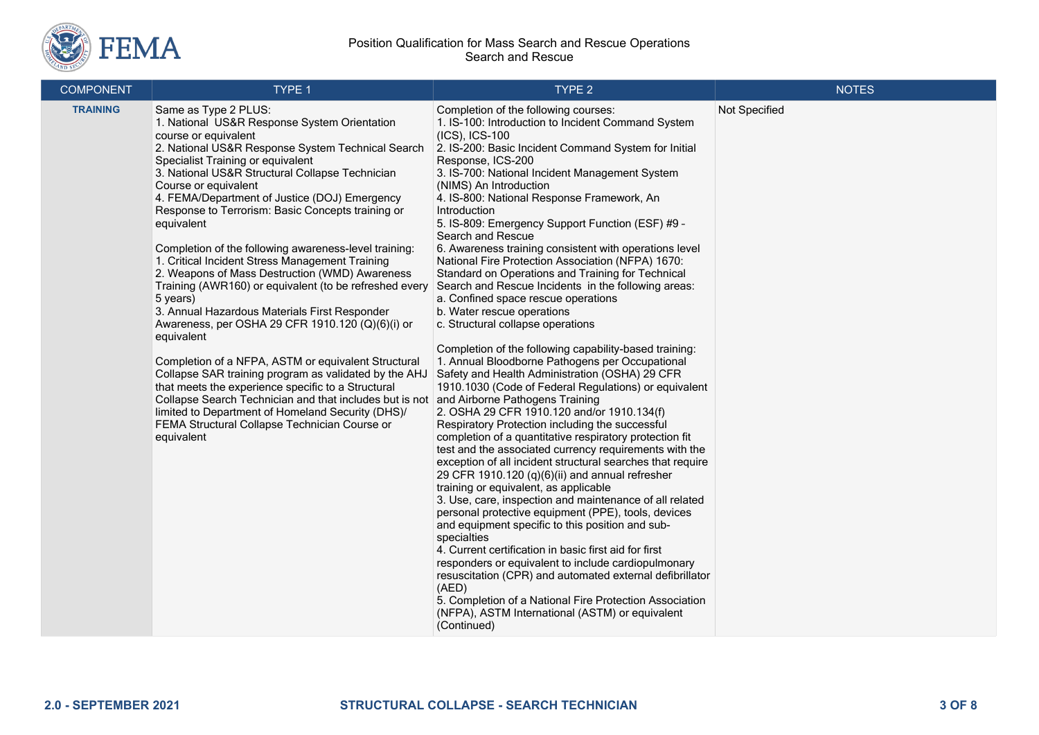| COMPONENT | TYPE 1 | TYPE 2 | NOTES |
|---|---|---|---|
| **TRAINING** | Same as Type 2 PLUS:<br>1. National US&R Response System Orientation course or equivalent<br>2. National US&R Response System Technical Search Specialist Training or equivalent<br>3. National US&R Structural Collapse Technician Course or equivalent<br>4. FEMA/Department of Justice (DOJ) Emergency Response to Terrorism: Basic Concepts training or equivalent<br><br>Completion of the following awareness-level training:<br>1. Critical Incident Stress Management Training<br>2. Weapons of Mass Destruction (WMD) Awareness Training (AWR160) or equivalent (to be refreshed every 5 years)<br>3. Annual Hazardous Materials First Responder Awareness, per OSHA 29 CFR 1910.120 (Q)(6)(i) or equivalent<br><br>Completion of a NFPA, ASTM or equivalent Structural Collapse SAR training program as validated by the AHJ that meets the experience specific to a Structural Collapse Search Technician and that includes but is not limited to Department of Homeland Security (DHS)/ FEMA Structural Collapse Technician Course or equivalent | Completion of the following courses:<br>1. IS-100: Introduction to Incident Command System (ICS), ICS-100<br>2. IS-200: Basic Incident Command System for Initial Response, ICS-200<br>3. IS-700: National Incident Management System (NIMS) An Introduction<br>4. IS-800: National Response Framework, An Introduction<br>5. IS-809: Emergency Support Function (ESF) #9 - Search and Rescue<br>6. Awareness training consistent with operations level National Fire Protection Association (NFPA) 1670: Standard on Operations and Training for Technical Search and Rescue Incidents in the following areas:<br>a. Confined space rescue operations<br>b. Water rescue operations<br>c. Structural collapse operations<br><br>Completion of the following capability-based training:<br>1. Annual Bloodborne Pathogens per Occupational Safety and Health Administration (OSHA) 29 CFR 1910.1030 (Code of Federal Regulations) or equivalent and Airborne Pathogens Training<br>2. OSHA 29 CFR 1910.120 and/or 1910.134(f) Respiratory Protection including the successful completion of a quantitative respiratory protection fit test and the associated currency requirements with the exception of all incident structural searches that require 29 CFR 1910.120 (q)(6)(ii) and annual refresher training or equivalent, as applicable<br>3. Use, care, inspection and maintenance of all related personal protective equipment (PPE), tools, devices and equipment specific to this position and sub-specialties<br>4. Current certification in basic first aid for first responders or equivalent to include cardiopulmonary resuscitation (CPR) and automated external defibrillator (AED)<br>5. Completion of a National Fire Protection Association (NFPA), ASTM International (ASTM) or equivalent (Continued) | Not Specified |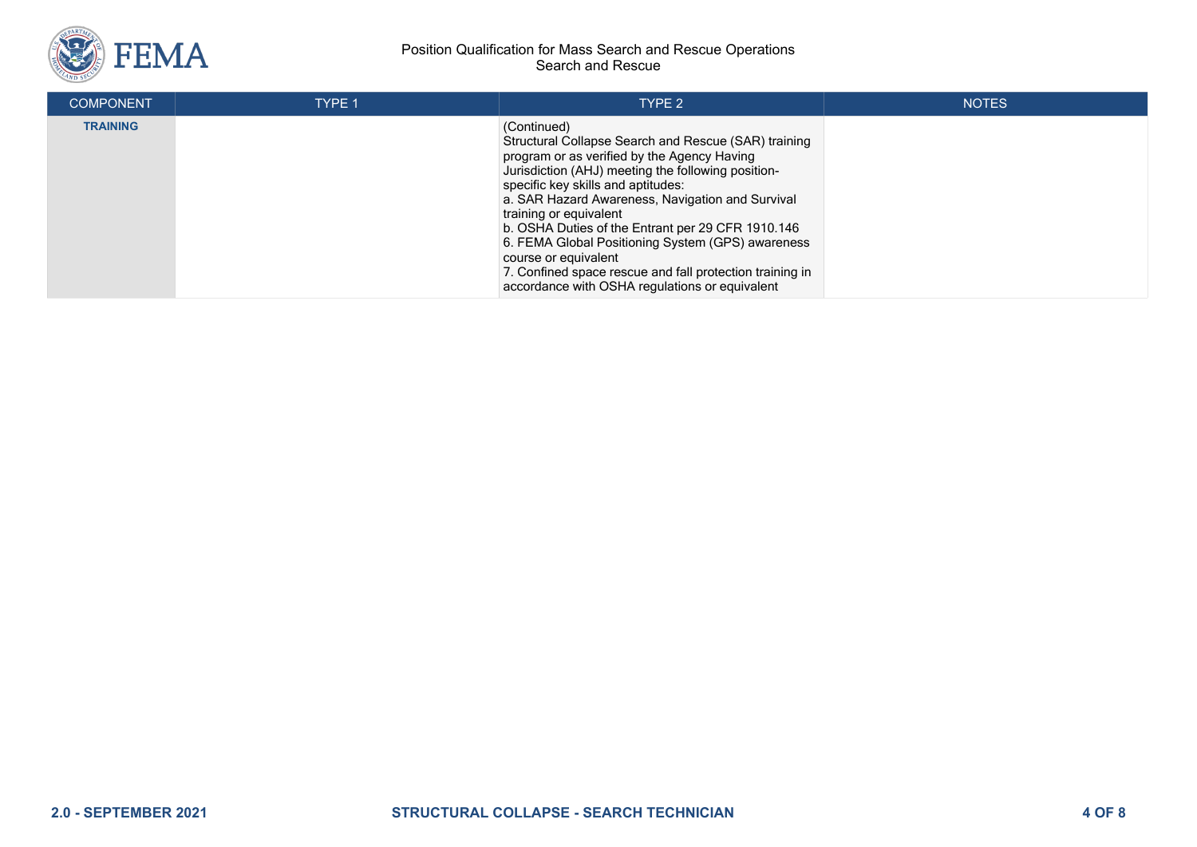| COMPONENT | TYPE 1 | TYPE 2 | NOTES |
| --- | --- | --- | --- |
| **TRAINING** | | (Continued)<br>Structural Collapse Search and Rescue (SAR) training program or as verified by the Agency Having Jurisdiction (AHJ) meeting the following position-specific key skills and aptitudes:<br>a. SAR Hazard Awareness, Navigation and Survival training or equivalent<br>b. OSHA Duties of the Entrant per 29 CFR 1910.146<br>6. FEMA Global Positioning System (GPS) awareness course or equivalent<br>7. Confined space rescue and fall protection training in accordance with OSHA regulations or equivalent | |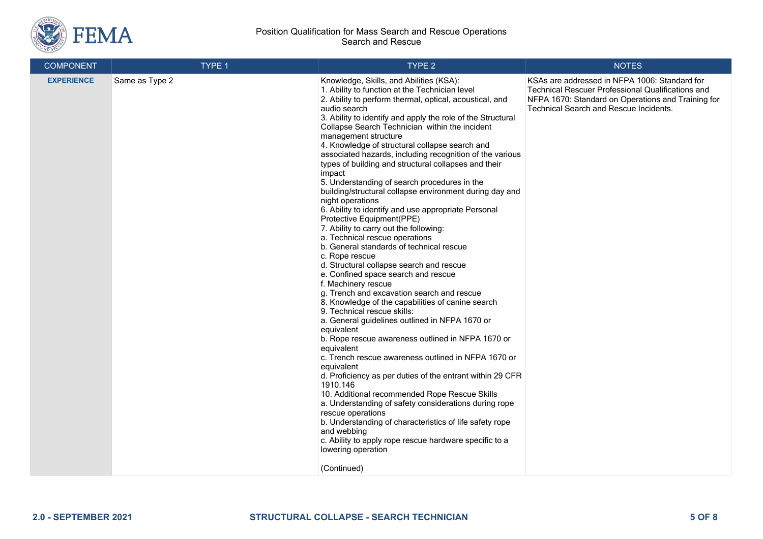| COMPONENT | TYPE 1 | TYPE 2 | NOTES |
|---|---|---|---|
| **EXPERIENCE** | Same as Type 2 | Knowledge, Skills, and Abilities (KSA):<br>1. Ability to function at the Technician level<br>2. Ability to perform thermal, optical, acoustical, and audio search<br>3. Ability to identify and apply the role of the Structural Collapse Search Technician within the incident management structure<br>4. Knowledge of structural collapse search and associated hazards, including recognition of the various types of building and structural collapses and their impact<br>5. Understanding of search procedures in the building/structural collapse environment during day and night operations<br>6. Ability to identify and use appropriate Personal Protective Equipment(PPE)<br>7. Ability to carry out the following:<br>a. Technical rescue operations<br>b. General standards of technical rescue<br>c. Rope rescue<br>d. Structural collapse search and rescue<br>e. Confined space search and rescue<br>f. Machinery rescue<br>g. Trench and excavation search and rescue<br>8. Knowledge of the capabilities of canine search<br>9. Technical rescue skills:<br>a. General guidelines outlined in NFPA 1670 or equivalent<br>b. Rope rescue awareness outlined in NFPA 1670 or equivalent<br>c. Trench rescue awareness outlined in NFPA 1670 or equivalent<br>d. Proficiency as per duties of the entrant within 29 CFR 1910.146<br>10. Additional recommended Rope Rescue Skills<br>a. Understanding of safety considerations during rope rescue operations<br>b. Understanding of characteristics of life safety rope and webbing<br>c. Ability to apply rope rescue hardware specific to a lowering operation<br><br>(Continued) | KSAs are addressed in NFPA 1006: Standard for Technical Rescuer Professional Qualifications and NFPA 1670: Standard on Operations and Training for Technical Search and Rescue Incidents. |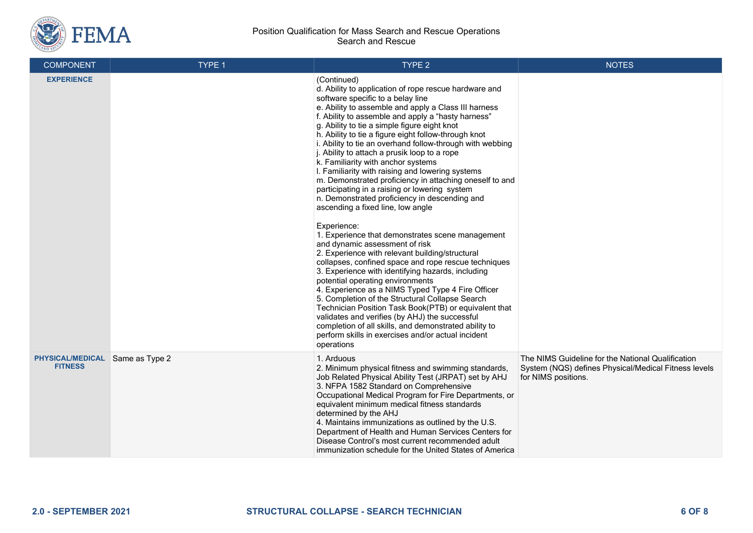| COMPONENT | TYPE 1 | TYPE 2 | NOTES |
|---|---|---|---|
| **EXPERIENCE** | | (Continued)<br>d. Ability to application of rope rescue hardware and software specific to a belay line<br>e. Ability to assemble and apply a Class III harness<br>f. Ability to assemble and apply a "hasty harness"<br>g. Ability to tie a simple figure eight knot<br>h. Ability to tie a figure eight follow-through knot<br>i. Ability to tie an overhand follow-through with webbing<br>j. Ability to attach a prusik loop to a rope<br>k. Familiarity with anchor systems<br>l. Familiarity with raising and lowering systems<br>m. Demonstrated proficiency in attaching oneself to and participating in a raising or lowering system<br>n. Demonstrated proficiency in descending and ascending a fixed line, low angle<br><br>Experience:<br>1. Experience that demonstrates scene management and dynamic assessment of risk<br>2. Experience with relevant building/structural collapses, confined space and rope rescue techniques<br>3. Experience with identifying hazards, including potential operating environments<br>4. Experience as a NIMS Typed Type 4 Fire Officer<br>5. Completion of the Structural Collapse Search Technician Position Task Book(PTB) or equivalent that validates and verifies (by AHJ) the successful completion of all skills, and demonstrated ability to perform skills in exercises and/or actual incident operations | |
| **PHYSICAL/MEDICAL FITNESS** | Same as Type 2 | 1. Arduous<br>2. Minimum physical fitness and swimming standards, Job Related Physical Ability Test (JRPAT) set by AHJ<br>3. NFPA 1582 Standard on Comprehensive Occupational Medical Program for Fire Departments, or equivalent minimum medical fitness standards determined by the AHJ<br>4. Maintains immunizations as outlined by the U.S. Department of Health and Human Services Centers for Disease Control's most current recommended adult immunization schedule for the United States of America | The NIMS Guideline for the National Qualification System (NQS) defines Physical/Medical Fitness levels for NIMS positions. |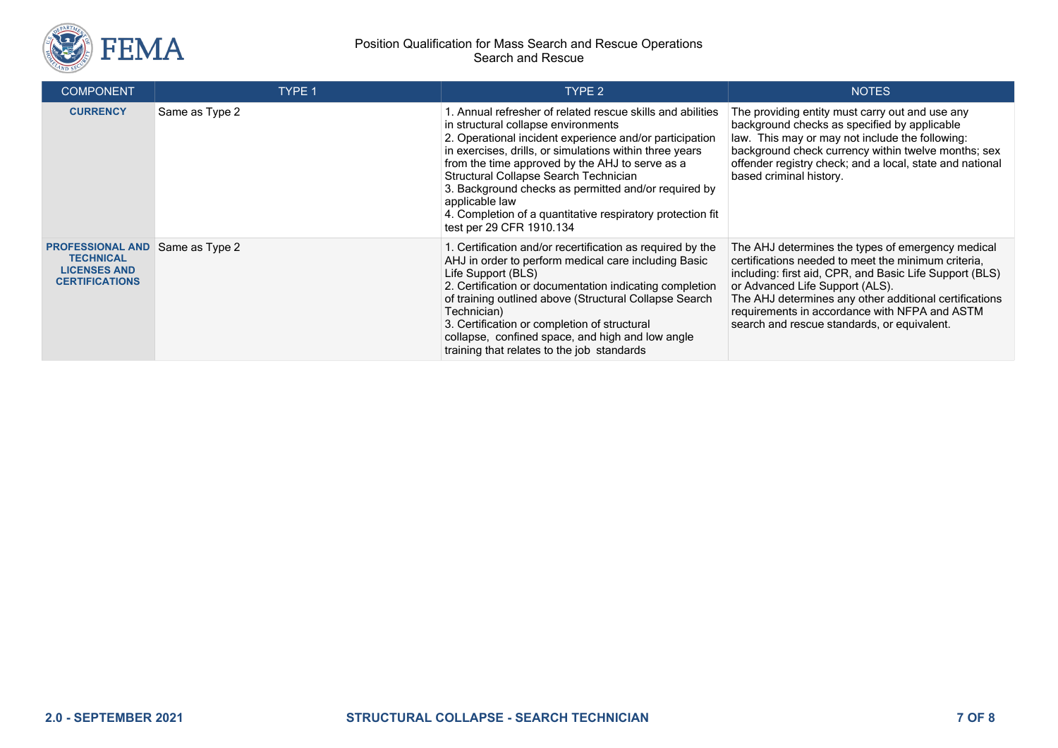| COMPONENT | TYPE 1 | TYPE 2 | NOTES |
|---|---|---|---|
| **CURRENCY** | Same as Type 2 | 1. Annual refresher of related rescue skills and abilities in structural collapse environments<br>2. Operational incident experience and/or participation in exercises, drills, or simulations within three years from the time approved by the AHJ to serve as a Structural Collapse Search Technician<br>3. Background checks as permitted and/or required by applicable law<br>4. Completion of a quantitative respiratory protection fit test per 29 CFR 1910.134 | The providing entity must carry out and use any background checks as specified by applicable law. This may or may not include the following: background check currency within twelve months; sex offender registry check; and a local, state and national based criminal history. |
| **PROFESSIONAL AND TECHNICAL LICENSES AND CERTIFICATIONS** | Same as Type 2 | 1. Certification and/or recertification as required by the AHJ in order to perform medical care including Basic Life Support (BLS)<br>2. Certification or documentation indicating completion of training outlined above (Structural Collapse Search Technician)<br>3. Certification or completion of structural collapse, confined space, and high and low angle training that relates to the job standards | The AHJ determines the types of emergency medical certifications needed to meet the minimum criteria, including: first aid, CPR, and Basic Life Support (BLS) or Advanced Life Support (ALS).<br>The AHJ determines any other additional certifications requirements in accordance with NFPA and ASTM search and rescue standards, or equivalent. |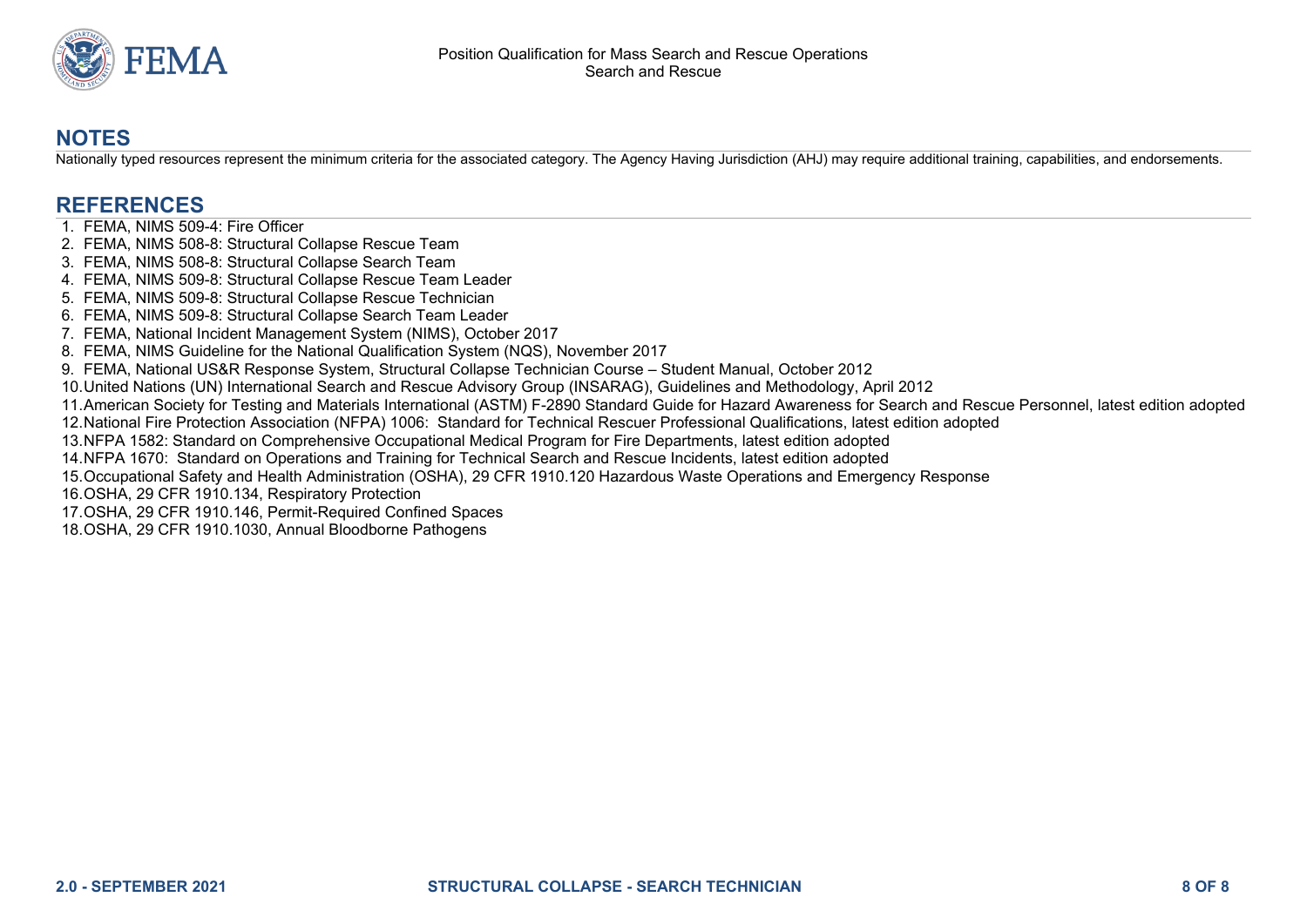## NOTES

Nationally typed resources represent the minimum criteria for the associated category. The Agency Having Jurisdiction (AHJ) may require additional training, capabilities, and endorsements.

## REFERENCES

1. FEMA, NIMS 509-4: Fire Officer
2. FEMA, NIMS 508-8: Structural Collapse Rescue Team
3. FEMA, NIMS 508-8: Structural Collapse Search Team
4. FEMA, NIMS 509-8: Structural Collapse Rescue Team Leader
5. FEMA, NIMS 509-8: Structural Collapse Rescue Technician
6. FEMA, NIMS 509-8: Structural Collapse Search Team Leader
7. FEMA, National Incident Management System (NIMS), October 2017
8. FEMA, NIMS Guideline for the National Qualification System (NQS), November 2017
9. FEMA, National US&R Response System, Structural Collapse Technician Course – Student Manual, October 2012
10. United Nations (UN) International Search and Rescue Advisory Group (INSARAG), Guidelines and Methodology, April 2012
11. American Society for Testing and Materials International (ASTM) F-2890 Standard Guide for Hazard Awareness for Search and Rescue Personnel, latest edition adopted
12. National Fire Protection Association (NFPA) 1006: Standard for Technical Rescuer Professional Qualifications, latest edition adopted
13. NFPA 1582: Standard on Comprehensive Occupational Medical Program for Fire Departments, latest edition adopted
14. NFPA 1670: Standard on Operations and Training for Technical Search and Rescue Incidents, latest edition adopted
15. Occupational Safety and Health Administration (OSHA), 29 CFR 1910.120 Hazardous Waste Operations and Emergency Response
16. OSHA, 29 CFR 1910.134, Respiratory Protection
17. OSHA, 29 CFR 1910.146, Permit-Required Confined Spaces
18. OSHA, 29 CFR 1910.1030, Annual Bloodborne Pathogens